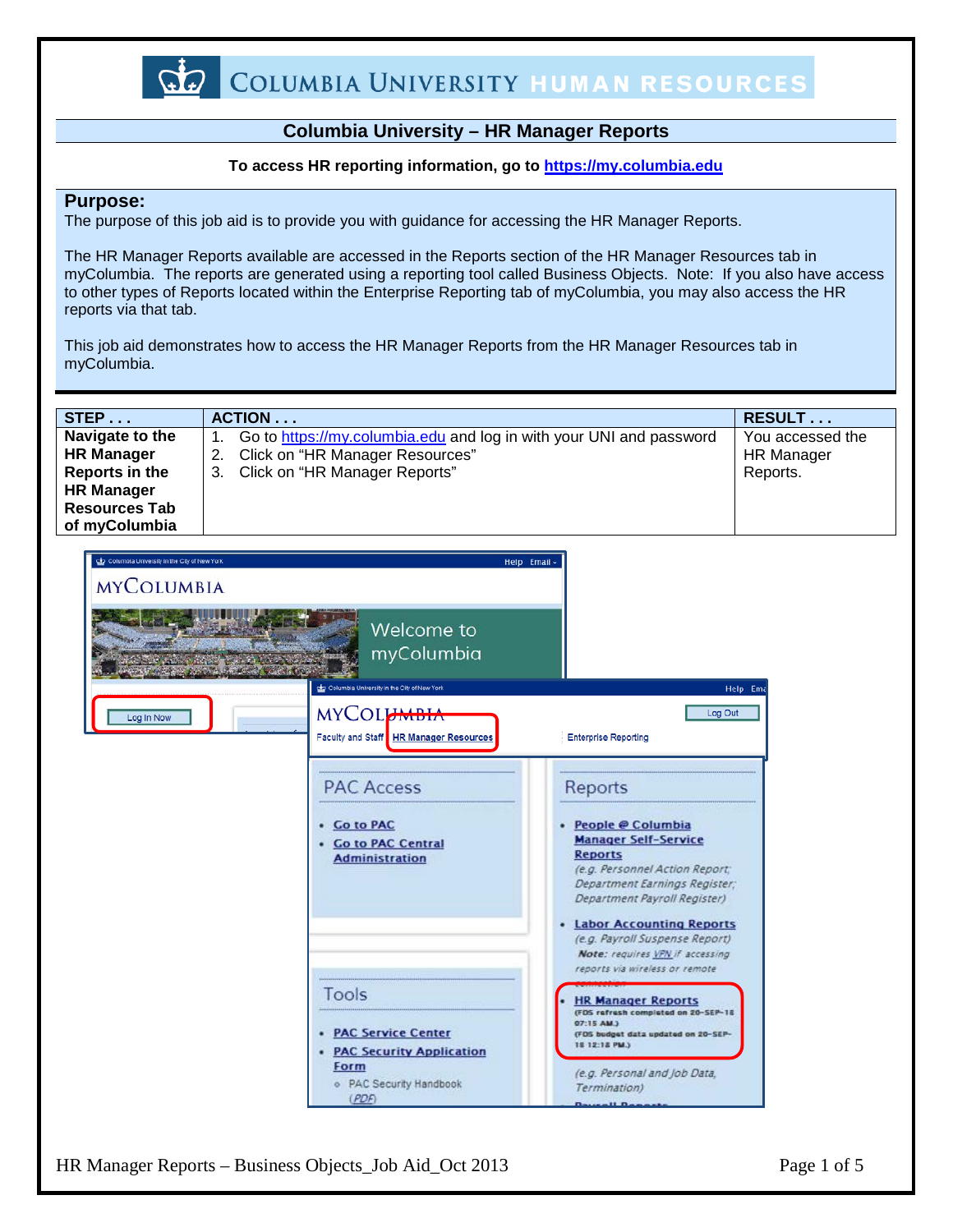# COLUMBIA UNIVERSITY HUMAN RESOURCES

## Columbia University – HR Manager Reports

**To access HR reporting information, go to https://my.columbia.edu**

## Purpose:

The purpose of this job aid is to provide you with guidance for accessing the HR Manager Reports.

The HR Manager Reports available are accessed in the Reports section of the HR Manager Resources tab in myColumbia. The reports are generated using a reporting tool called Business Objects. Note: If you also have access to other types of Reports located within the Enterprise Reporting tab of myColumbia, you may also access the HR reports via that tab.

This job aid demonstrates how to access the HR Manager Reports from the HR Manager Resources tab in myColumbia.

| STEP . . . | ACTION . . . | RESULT . . . |
|---|---|---|
| **Navigate to the HR Manager Reports in the HR Manager Resources Tab of myColumbia** | 1. Go to https://my.columbia.edu and log in with your UNI and password<br>2. Click on "HR Manager Resources"<br>3. Click on "HR Manager Reports" | You accessed the HR Manager Reports. |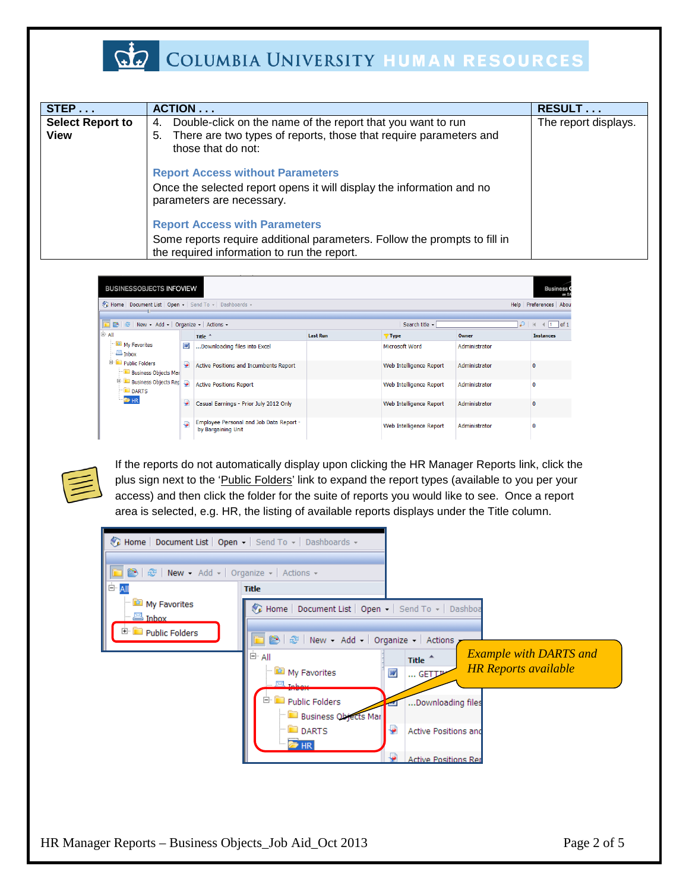| STEP . . . | ACTION . . . | RESULT . . . |
|---|---|---|
| **Select Report to View** | 4. Double-click on the name of the report that you want to run<br>5. There are two types of reports, those that require parameters and those that do not:<br><br>**Report Access without Parameters**<br>Once the selected report opens it will display the information and no parameters are necessary.<br><br>**Report Access with Parameters**<br>Some reports require additional parameters. Follow the prompts to fill in the required information to run the report. | The report displays. |

If the reports do not automatically display upon clicking the HR Manager Reports link, click the plus sign next to the 'Public Folders' link to expand the report types (available to you per your access) and then click the folder for the suite of reports you would like to see. Once a report area is selected, e.g. HR, the listing of available reports displays under the Title column.

*Example with DARTS and HR Reports available*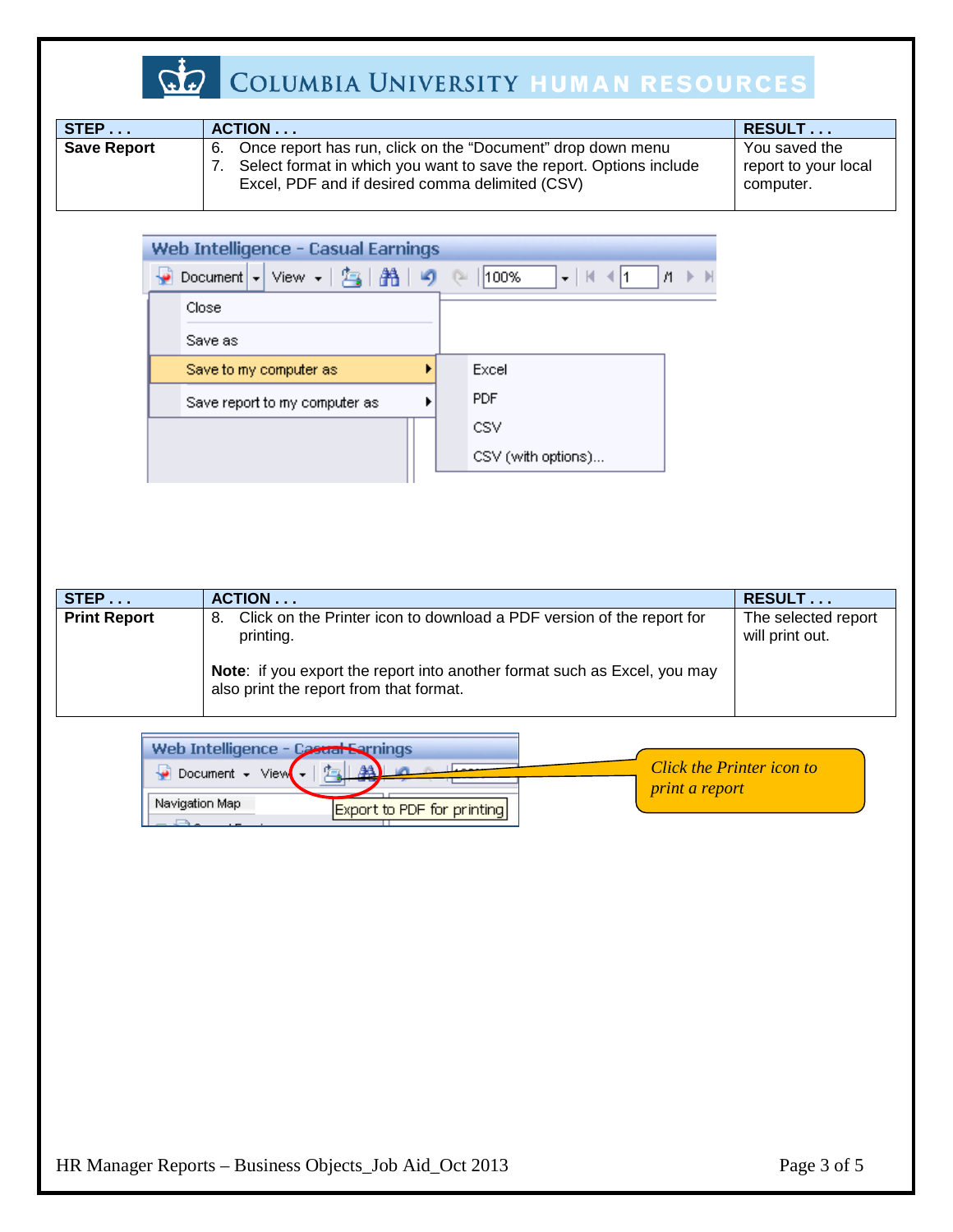| STEP . . . | ACTION . . . | RESULT . . . |
| --- | --- | --- |
| **Save Report** | 6. Once report has run, click on the "Document" drop down menu<br>7. Select format in which you want to save the report. Options include Excel, PDF and if desired comma delimited (CSV) | You saved the report to your local computer. |

| STEP . . . | ACTION . . . | RESULT . . . |
| --- | --- | --- |
| **Print Report** | 8. Click on the Printer icon to download a PDF version of the report for printing.<br><br>**Note**: if you export the report into another format such as Excel, you may also print the report from that format. | The selected report will print out. |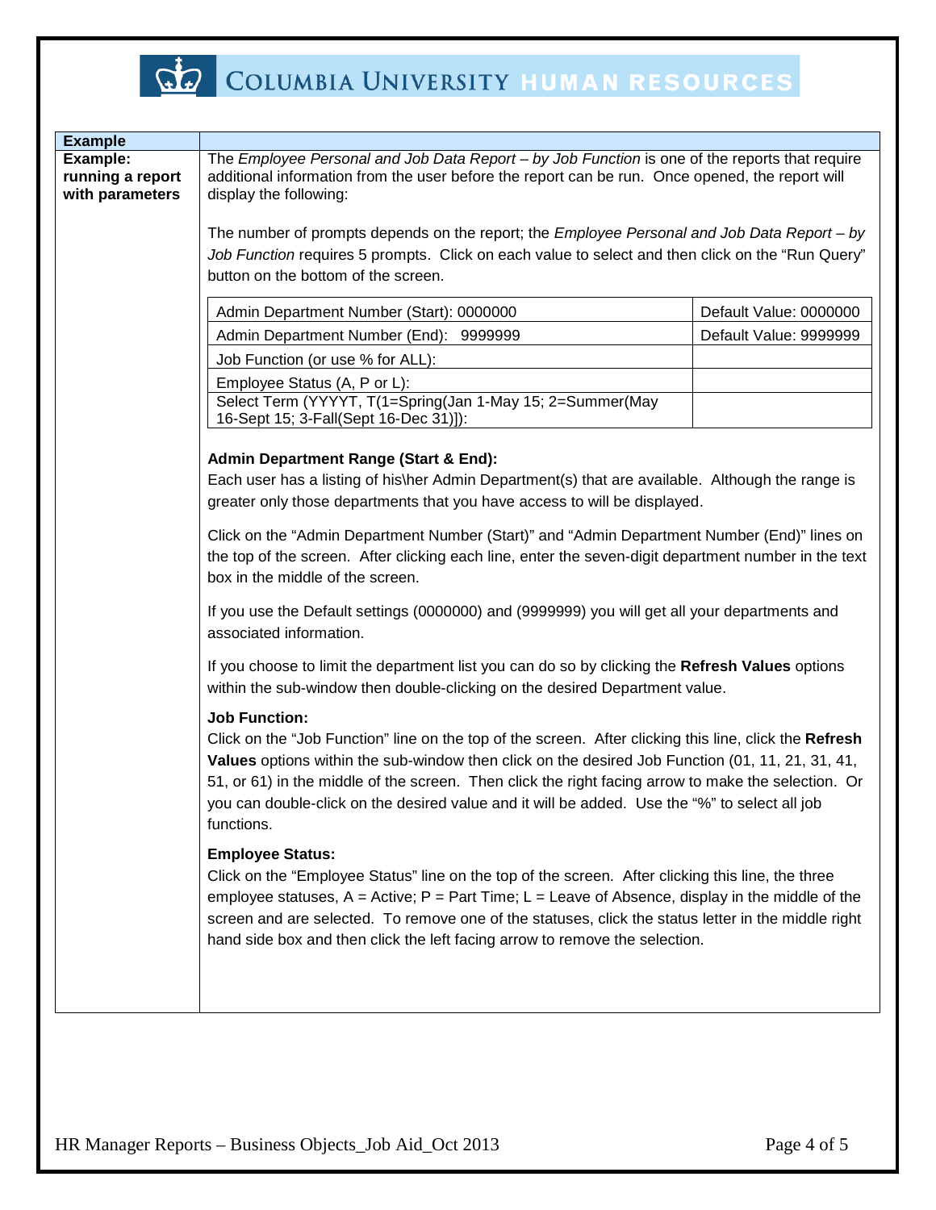| Example | |
|---|---|
| **Example: running a report with parameters** | The *Employee Personal and Job Data Report – by Job Function* is one of the reports that require additional information from the user before the report can be run. Once opened, the report will display the following:<br><br>The number of prompts depends on the report; the *Employee Personal and Job Data Report – by Job Function* requires 5 prompts. Click on each value to select and then click on the "Run Query" button on the bottom of the screen. |

| Prompt | Default |
|---|---|
| Admin Department Number (Start): 0000000 | Default Value: 0000000 |
| Admin Department Number (End): 9999999 | Default Value: 9999999 |
| Job Function (or use % for ALL): | |
| Employee Status (A, P or L): | |
| Select Term (YYYYT, T(1=Spring(Jan 1-May 15; 2=Summer(May 16-Sept 15; 3-Fall(Sept 16-Dec 31)]): | |

**Admin Department Range (Start & End):**
Each user has a listing of his\her Admin Department(s) that are available. Although the range is greater only those departments that you have access to will be displayed.

Click on the "Admin Department Number (Start)" and "Admin Department Number (End)" lines on the top of the screen. After clicking each line, enter the seven-digit department number in the text box in the middle of the screen.

If you use the Default settings (0000000) and (9999999) you will get all your departments and associated information.

If you choose to limit the department list you can do so by clicking the **Refresh Values** options within the sub-window then double-clicking on the desired Department value.

**Job Function:**
Click on the "Job Function" line on the top of the screen. After clicking this line, click the **Refresh Values** options within the sub-window then click on the desired Job Function (01, 11, 21, 31, 41, 51, or 61) in the middle of the screen. Then click the right facing arrow to make the selection. Or you can double-click on the desired value and it will be added. Use the "%" to select all job functions.

**Employee Status:**
Click on the "Employee Status" line on the top of the screen. After clicking this line, the three employee statuses, A = Active; P = Part Time; L = Leave of Absence, display in the middle of the screen and are selected. To remove one of the statuses, click the status letter in the middle right hand side box and then click the left facing arrow to remove the selection.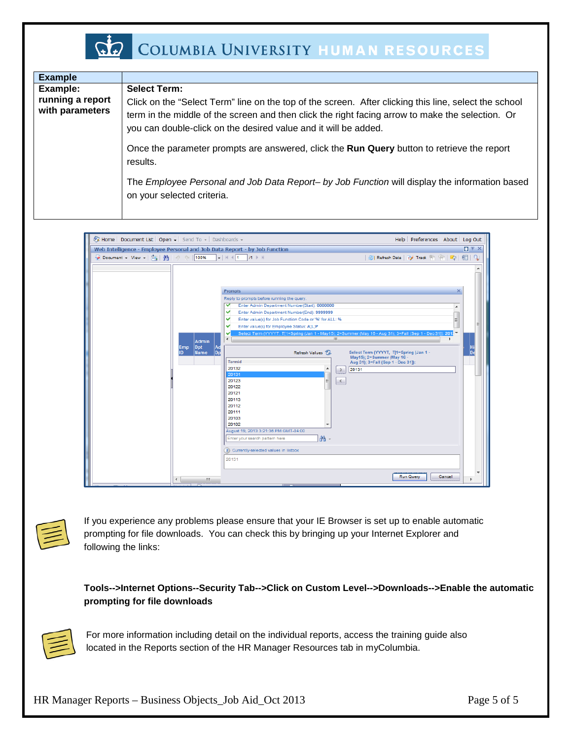| Example | |
|---|---|
| **Example: running a report with parameters** | **Select Term:**<br>Click on the "Select Term" line on the top of the screen. After clicking this line, select the school term in the middle of the screen and then click the right facing arrow to make the selection. Or you can double-click on the desired value and it will be added.<br><br>Once the parameter prompts are answered, click the **Run Query** button to retrieve the report results.<br><br>The *Employee Personal and Job Data Report– by Job Function* will display the information based on your selected criteria. |

If you experience any problems please ensure that your IE Browser is set up to enable automatic prompting for file downloads. You can check this by bringing up your Internet Explorer and following the links:

**Tools-->Internet Options--Security Tab-->Click on Custom Level-->Downloads-->Enable the automatic prompting for file downloads**

For more information including detail on the individual reports, access the training guide also located in the Reports section of the HR Manager Resources tab in myColumbia.